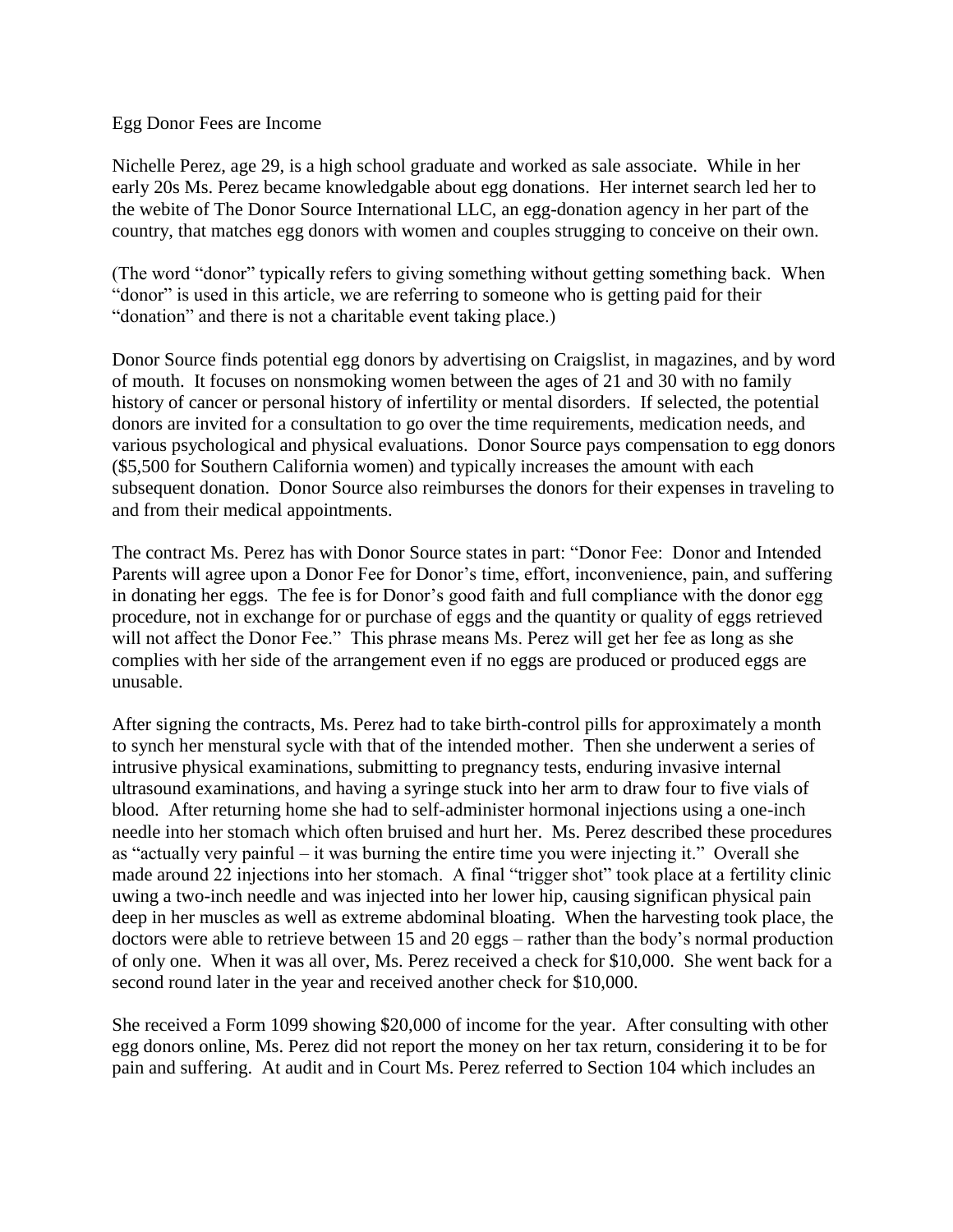Egg Donor Fees are Income

Nichelle Perez, age 29, is a high school graduate and worked as sale associate. While in her early 20s Ms. Perez became knowledgable about egg donations. Her internet search led her to the webite of The Donor Source International LLC, an egg-donation agency in her part of the country, that matches egg donors with women and couples strugging to conceive on their own.

(The word "donor" typically refers to giving something without getting something back. When "donor" is used in this article, we are referring to someone who is getting paid for their "donation" and there is not a charitable event taking place.)

Donor Source finds potential egg donors by advertising on Craigslist, in magazines, and by word of mouth. It focuses on nonsmoking women between the ages of 21 and 30 with no family history of cancer or personal history of infertility or mental disorders. If selected, the potential donors are invited for a consultation to go over the time requirements, medication needs, and various psychological and physical evaluations. Donor Source pays compensation to egg donors ($5,500 for Southern California women) and typically increases the amount with each subsequent donation. Donor Source also reimburses the donors for their expenses in traveling to and from their medical appointments.

The contract Ms. Perez has with Donor Source states in part: "Donor Fee: Donor and Intended Parents will agree upon a Donor Fee for Donor's time, effort, inconvenience, pain, and suffering in donating her eggs. The fee is for Donor's good faith and full compliance with the donor egg procedure, not in exchange for or purchase of eggs and the quantity or quality of eggs retrieved will not affect the Donor Fee." This phrase means Ms. Perez will get her fee as long as she complies with her side of the arrangement even if no eggs are produced or produced eggs are unusable.

After signing the contracts, Ms. Perez had to take birth-control pills for approximately a month to synch her menstural sycle with that of the intended mother. Then she underwent a series of intrusive physical examinations, submitting to pregnancy tests, enduring invasive internal ultrasound examinations, and having a syringe stuck into her arm to draw four to five vials of blood. After returning home she had to self-administer hormonal injections using a one-inch needle into her stomach which often bruised and hurt her. Ms. Perez described these procedures as "actually very painful – it was burning the entire time you were injecting it." Overall she made around 22 injections into her stomach. A final "trigger shot" took place at a fertility clinic uwing a two-inch needle and was injected into her lower hip, causing significan physical pain deep in her muscles as well as extreme abdominal bloating. When the harvesting took place, the doctors were able to retrieve between 15 and 20 eggs – rather than the body's normal production of only one. When it was all over, Ms. Perez received a check for $10,000. She went back for a second round later in the year and received another check for $10,000.

She received a Form 1099 showing $20,000 of income for the year. After consulting with other egg donors online, Ms. Perez did not report the money on her tax return, considering it to be for pain and suffering. At audit and in Court Ms. Perez referred to Section 104 which includes an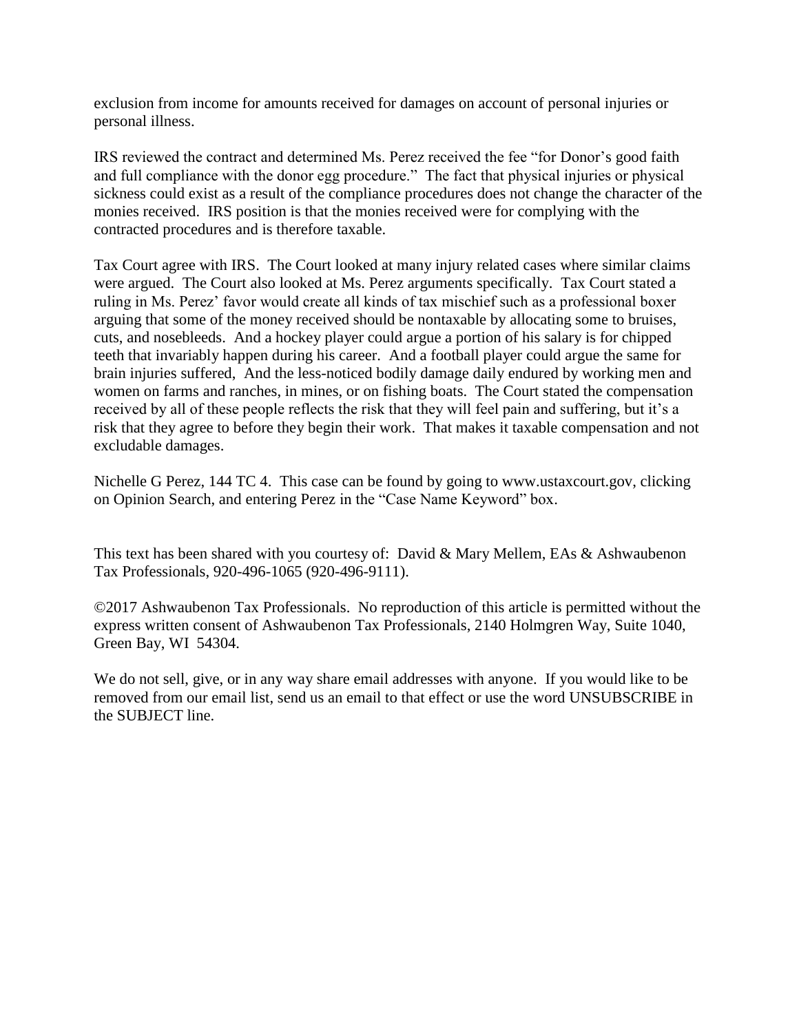exclusion from income for amounts received for damages on account of personal injuries or personal illness.

IRS reviewed the contract and determined Ms. Perez received the fee "for Donor's good faith and full compliance with the donor egg procedure." The fact that physical injuries or physical sickness could exist as a result of the compliance procedures does not change the character of the monies received. IRS position is that the monies received were for complying with the contracted procedures and is therefore taxable.

Tax Court agree with IRS. The Court looked at many injury related cases where similar claims were argued. The Court also looked at Ms. Perez arguments specifically. Tax Court stated a ruling in Ms. Perez' favor would create all kinds of tax mischief such as a professional boxer arguing that some of the money received should be nontaxable by allocating some to bruises, cuts, and nosebleeds. And a hockey player could argue a portion of his salary is for chipped teeth that invariably happen during his career. And a football player could argue the same for brain injuries suffered, And the less-noticed bodily damage daily endured by working men and women on farms and ranches, in mines, or on fishing boats. The Court stated the compensation received by all of these people reflects the risk that they will feel pain and suffering, but it's a risk that they agree to before they begin their work. That makes it taxable compensation and not excludable damages.

Nichelle G Perez, 144 TC 4. This case can be found by going to www.ustaxcourt.gov, clicking on Opinion Search, and entering Perez in the "Case Name Keyword" box.

This text has been shared with you courtesy of: David & Mary Mellem, EAs & Ashwaubenon Tax Professionals, 920-496-1065 (920-496-9111).

©2017 Ashwaubenon Tax Professionals. No reproduction of this article is permitted without the express written consent of Ashwaubenon Tax Professionals, 2140 Holmgren Way, Suite 1040, Green Bay, WI 54304.

We do not sell, give, or in any way share email addresses with anyone. If you would like to be removed from our email list, send us an email to that effect or use the word UNSUBSCRIBE in the SUBJECT line.